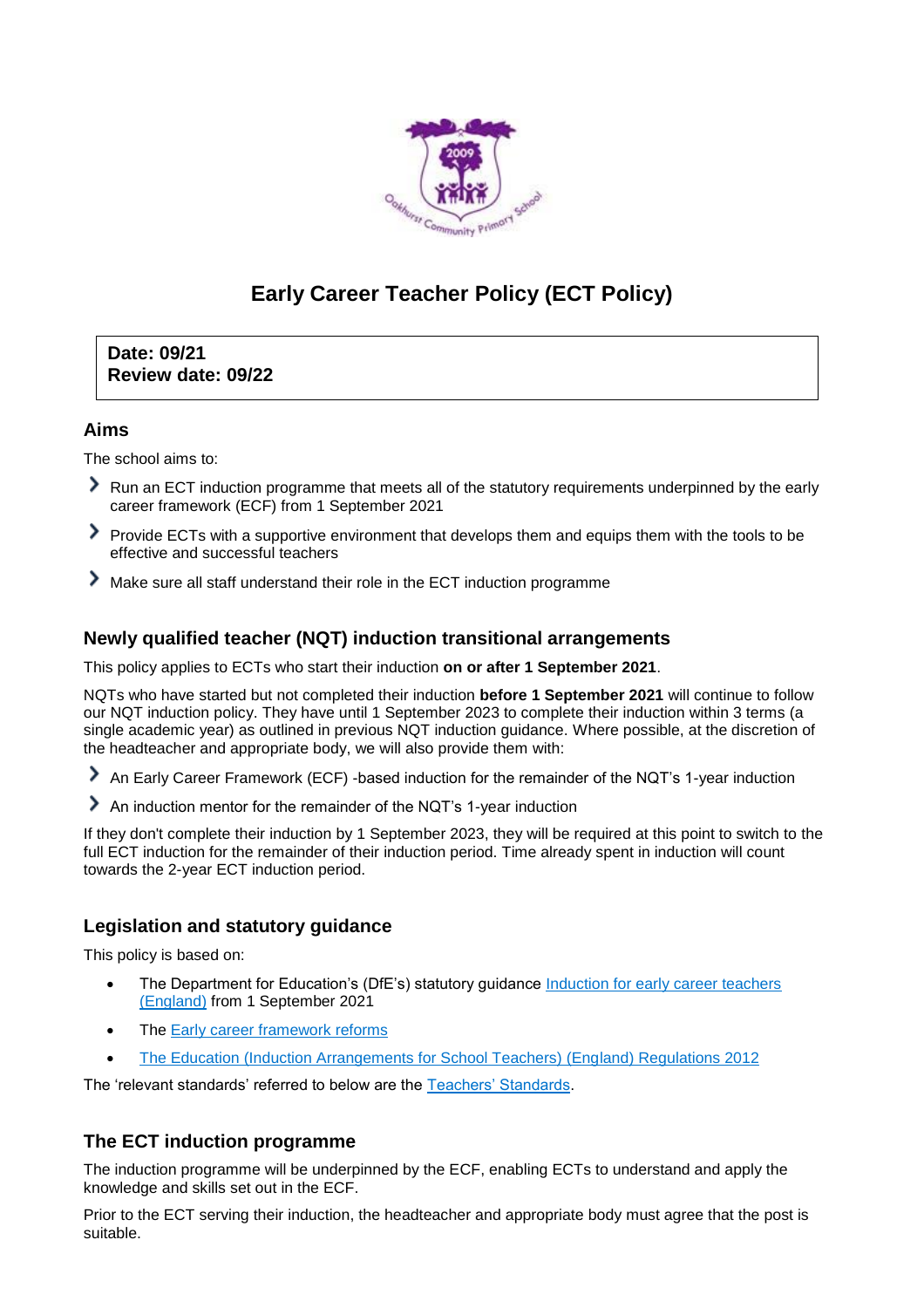# Early Career Teacher Policy (ECT Policy)

**Date: 09/21**
**Review date: 09/22**

## Aims

The school aims to:

- Run an ECT induction programme that meets all of the statutory requirements underpinned by the early career framework (ECF) from 1 September 2021
- Provide ECTs with a supportive environment that develops them and equips them with the tools to be effective and successful teachers
- Make sure all staff understand their role in the ECT induction programme

## Newly qualified teacher (NQT) induction transitional arrangements

This policy applies to ECTs who start their induction **on or after 1 September 2021**.

NQTs who have started but not completed their induction **before 1 September 2021** will continue to follow our NQT induction policy. They have until 1 September 2023 to complete their induction within 3 terms (a single academic year) as outlined in previous NQT induction guidance. Where possible, at the discretion of the headteacher and appropriate body, we will also provide them with:

- An Early Career Framework (ECF) -based induction for the remainder of the NQT's 1-year induction
- An induction mentor for the remainder of the NQT's 1-year induction

If they don't complete their induction by 1 September 2023, they will be required at this point to switch to the full ECT induction for the remainder of their induction period. Time already spent in induction will count towards the 2-year ECT induction period.

## Legislation and statutory guidance

This policy is based on:

- The Department for Education's (DfE's) statutory guidance Induction for early career teachers (England) from 1 September 2021
- The Early career framework reforms
- The Education (Induction Arrangements for School Teachers) (England) Regulations 2012

The 'relevant standards' referred to below are the Teachers' Standards.

## The ECT induction programme

The induction programme will be underpinned by the ECF, enabling ECTs to understand and apply the knowledge and skills set out in the ECF.

Prior to the ECT serving their induction, the headteacher and appropriate body must agree that the post is suitable.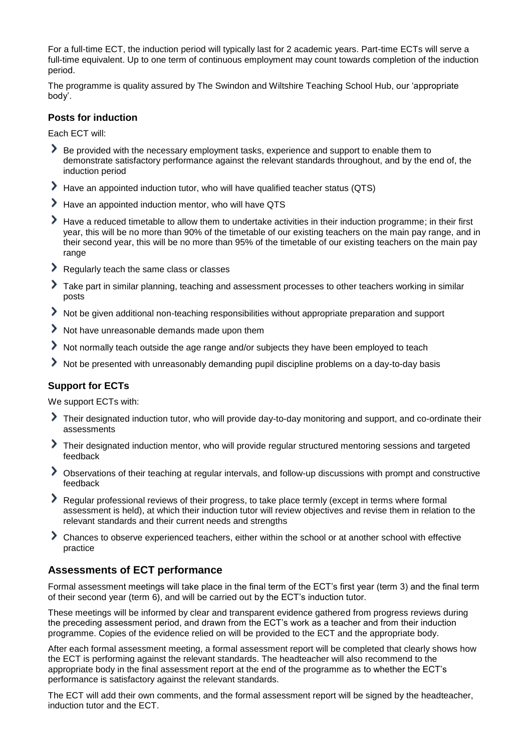For a full-time ECT, the induction period will typically last for 2 academic years. Part-time ECTs will serve a full-time equivalent. Up to one term of continuous employment may count towards completion of the induction period.

The programme is quality assured by The Swindon and Wiltshire Teaching School Hub, our 'appropriate body'.

### Posts for induction

Each ECT will:

- Be provided with the necessary employment tasks, experience and support to enable them to demonstrate satisfactory performance against the relevant standards throughout, and by the end of, the induction period
- Have an appointed induction tutor, who will have qualified teacher status (QTS)
- Have an appointed induction mentor, who will have QTS
- Have a reduced timetable to allow them to undertake activities in their induction programme; in their first year, this will be no more than 90% of the timetable of our existing teachers on the main pay range, and in their second year, this will be no more than 95% of the timetable of our existing teachers on the main pay range
- Regularly teach the same class or classes
- Take part in similar planning, teaching and assessment processes to other teachers working in similar posts
- Not be given additional non-teaching responsibilities without appropriate preparation and support
- Not have unreasonable demands made upon them
- Not normally teach outside the age range and/or subjects they have been employed to teach
- Not be presented with unreasonably demanding pupil discipline problems on a day-to-day basis

### Support for ECTs

We support ECTs with:

- Their designated induction tutor, who will provide day-to-day monitoring and support, and co-ordinate their assessments
- Their designated induction mentor, who will provide regular structured mentoring sessions and targeted feedback
- Observations of their teaching at regular intervals, and follow-up discussions with prompt and constructive feedback
- Regular professional reviews of their progress, to take place termly (except in terms where formal assessment is held), at which their induction tutor will review objectives and revise them in relation to the relevant standards and their current needs and strengths
- Chances to observe experienced teachers, either within the school or at another school with effective practice

## Assessments of ECT performance

Formal assessment meetings will take place in the final term of the ECT's first year (term 3) and the final term of their second year (term 6), and will be carried out by the ECT's induction tutor.

These meetings will be informed by clear and transparent evidence gathered from progress reviews during the preceding assessment period, and drawn from the ECT's work as a teacher and from their induction programme. Copies of the evidence relied on will be provided to the ECT and the appropriate body.

After each formal assessment meeting, a formal assessment report will be completed that clearly shows how the ECT is performing against the relevant standards. The headteacher will also recommend to the appropriate body in the final assessment report at the end of the programme as to whether the ECT's performance is satisfactory against the relevant standards.

The ECT will add their own comments, and the formal assessment report will be signed by the headteacher, induction tutor and the ECT.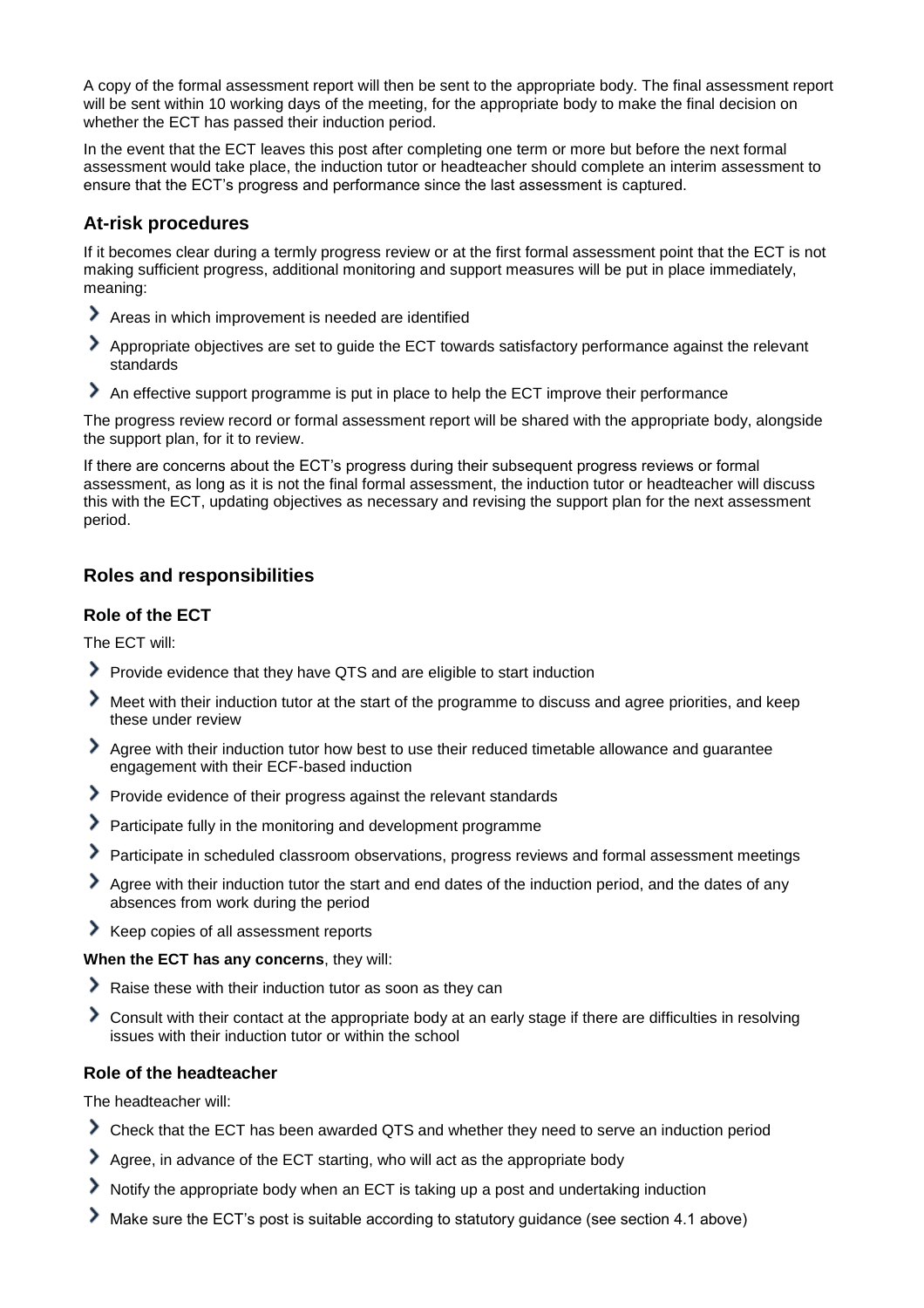A copy of the formal assessment report will then be sent to the appropriate body. The final assessment report will be sent within 10 working days of the meeting, for the appropriate body to make the final decision on whether the ECT has passed their induction period.

In the event that the ECT leaves this post after completing one term or more but before the next formal assessment would take place, the induction tutor or headteacher should complete an interim assessment to ensure that the ECT's progress and performance since the last assessment is captured.

### At-risk procedures

If it becomes clear during a termly progress review or at the first formal assessment point that the ECT is not making sufficient progress, additional monitoring and support measures will be put in place immediately, meaning:

- Areas in which improvement is needed are identified
- Appropriate objectives are set to guide the ECT towards satisfactory performance against the relevant standards
- An effective support programme is put in place to help the ECT improve their performance

The progress review record or formal assessment report will be shared with the appropriate body, alongside the support plan, for it to review.

If there are concerns about the ECT's progress during their subsequent progress reviews or formal assessment, as long as it is not the final formal assessment, the induction tutor or headteacher will discuss this with the ECT, updating objectives as necessary and revising the support plan for the next assessment period.

## Roles and responsibilities

### Role of the ECT

The ECT will:

- Provide evidence that they have QTS and are eligible to start induction
- Meet with their induction tutor at the start of the programme to discuss and agree priorities, and keep these under review
- Agree with their induction tutor how best to use their reduced timetable allowance and guarantee engagement with their ECF-based induction
- Provide evidence of their progress against the relevant standards
- Participate fully in the monitoring and development programme
- Participate in scheduled classroom observations, progress reviews and formal assessment meetings
- Agree with their induction tutor the start and end dates of the induction period, and the dates of any absences from work during the period
- Keep copies of all assessment reports

**When the ECT has any concerns**, they will:

- Raise these with their induction tutor as soon as they can
- Consult with their contact at the appropriate body at an early stage if there are difficulties in resolving issues with their induction tutor or within the school

### Role of the headteacher

The headteacher will:

- Check that the ECT has been awarded QTS and whether they need to serve an induction period
- Agree, in advance of the ECT starting, who will act as the appropriate body
- Notify the appropriate body when an ECT is taking up a post and undertaking induction
- Make sure the ECT's post is suitable according to statutory guidance (see section 4.1 above)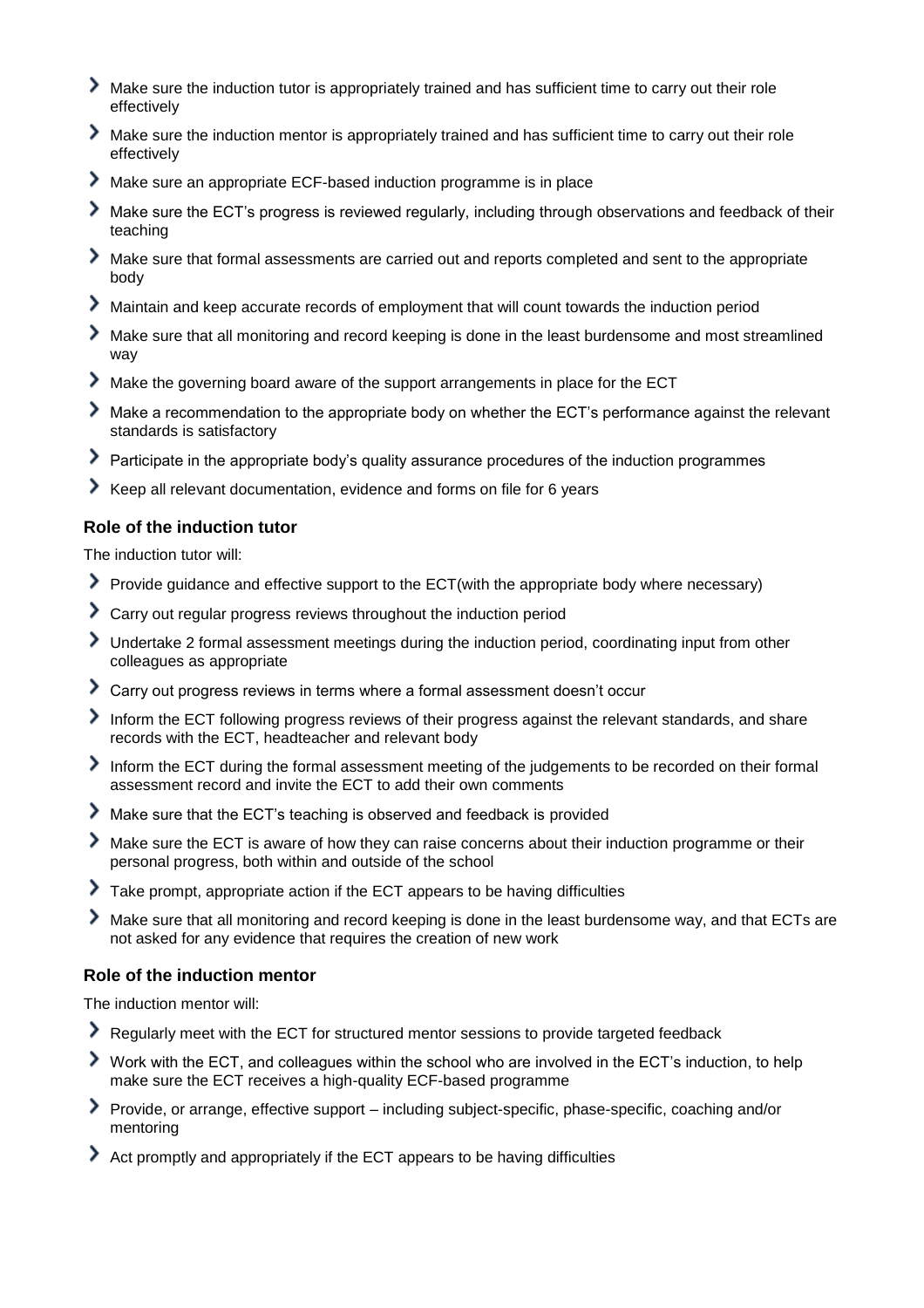- Make sure the induction tutor is appropriately trained and has sufficient time to carry out their role effectively
- Make sure the induction mentor is appropriately trained and has sufficient time to carry out their role effectively
- Make sure an appropriate ECF-based induction programme is in place
- Make sure the ECT's progress is reviewed regularly, including through observations and feedback of their teaching
- Make sure that formal assessments are carried out and reports completed and sent to the appropriate body
- Maintain and keep accurate records of employment that will count towards the induction period
- Make sure that all monitoring and record keeping is done in the least burdensome and most streamlined way
- Make the governing board aware of the support arrangements in place for the ECT
- Make a recommendation to the appropriate body on whether the ECT's performance against the relevant standards is satisfactory
- Participate in the appropriate body's quality assurance procedures of the induction programmes
- Keep all relevant documentation, evidence and forms on file for 6 years

### Role of the induction tutor

The induction tutor will:

- Provide guidance and effective support to the ECT(with the appropriate body where necessary)
- Carry out regular progress reviews throughout the induction period
- Undertake 2 formal assessment meetings during the induction period, coordinating input from other colleagues as appropriate
- Carry out progress reviews in terms where a formal assessment doesn't occur
- Inform the ECT following progress reviews of their progress against the relevant standards, and share records with the ECT, headteacher and relevant body
- Inform the ECT during the formal assessment meeting of the judgements to be recorded on their formal assessment record and invite the ECT to add their own comments
- Make sure that the ECT's teaching is observed and feedback is provided
- Make sure the ECT is aware of how they can raise concerns about their induction programme or their personal progress, both within and outside of the school
- Take prompt, appropriate action if the ECT appears to be having difficulties
- Make sure that all monitoring and record keeping is done in the least burdensome way, and that ECTs are not asked for any evidence that requires the creation of new work

### Role of the induction mentor

The induction mentor will:

- Regularly meet with the ECT for structured mentor sessions to provide targeted feedback
- Work with the ECT, and colleagues within the school who are involved in the ECT's induction, to help make sure the ECT receives a high-quality ECF-based programme
- Provide, or arrange, effective support – including subject-specific, phase-specific, coaching and/or mentoring
- Act promptly and appropriately if the ECT appears to be having difficulties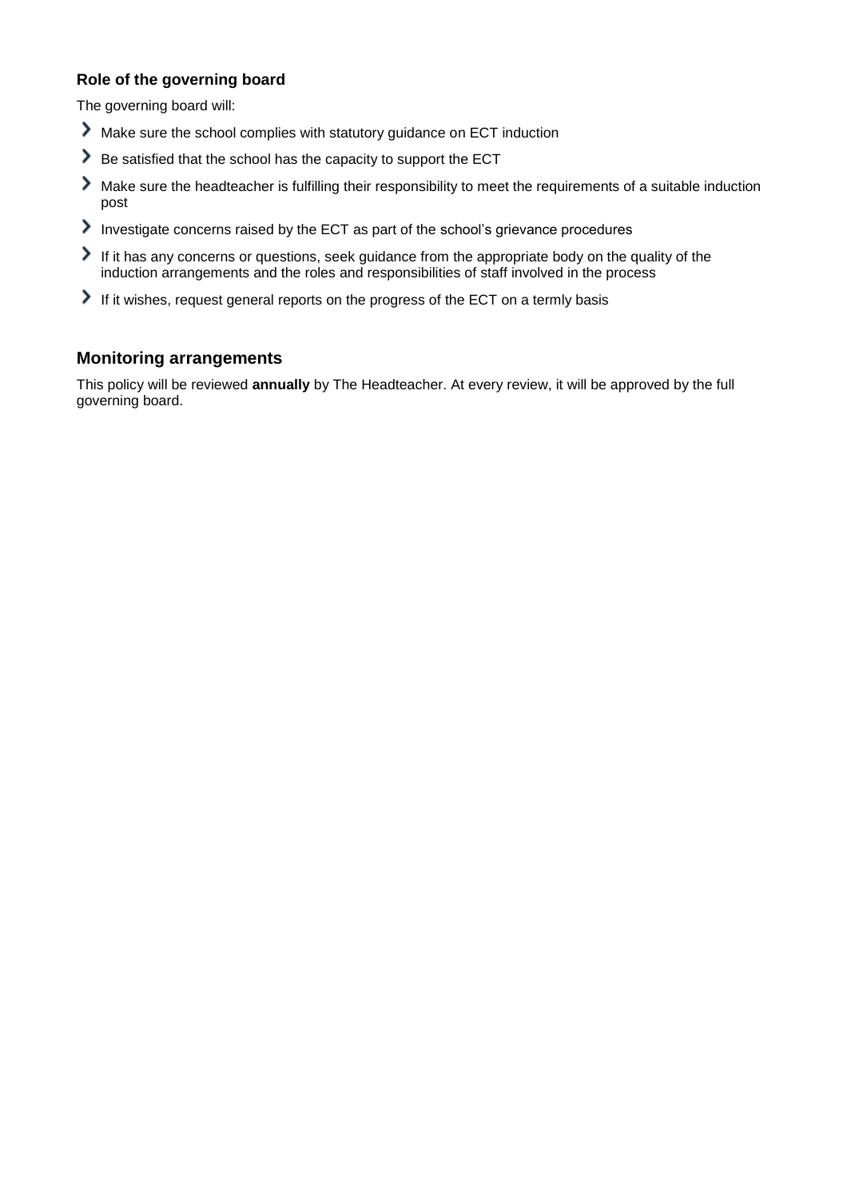### Role of the governing board

The governing board will:

- Make sure the school complies with statutory guidance on ECT induction
- Be satisfied that the school has the capacity to support the ECT
- Make sure the headteacher is fulfilling their responsibility to meet the requirements of a suitable induction post
- Investigate concerns raised by the ECT as part of the school's grievance procedures
- If it has any concerns or questions, seek guidance from the appropriate body on the quality of the induction arrangements and the roles and responsibilities of staff involved in the process
- If it wishes, request general reports on the progress of the ECT on a termly basis

## Monitoring arrangements

This policy will be reviewed **annually** by The Headteacher. At every review, it will be approved by the full governing board.